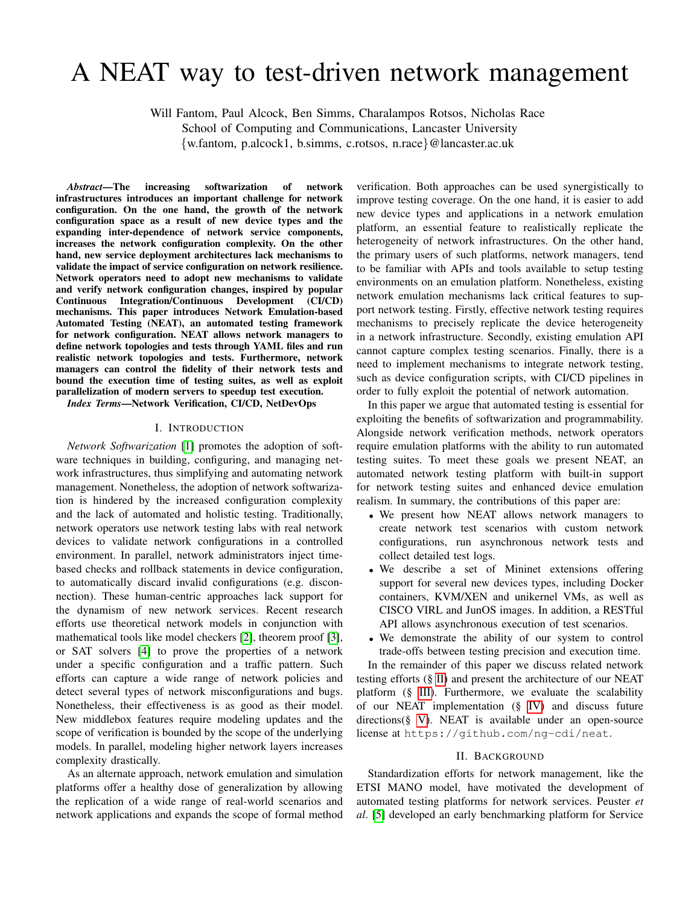# A NEAT way to test-driven network management

Will Fantom, Paul Alcock, Ben Simms, Charalampos Rotsos, Nicholas Race
School of Computing and Communications, Lancaster University
{w.fantom, p.alcock1, b.simms, c.rotsos, n.race}@lancaster.ac.uk

***Abstract*—The increasing softwarization of network infrastructures introduces an important challenge for network configuration. On the one hand, the growth of the network configuration space as a result of new device types and the expanding inter-dependence of network service components, increases the network configuration complexity. On the other hand, new service deployment architectures lack mechanisms to validate the impact of service configuration on network resilience. Network operators need to adopt new mechanisms to validate and verify network configuration changes, inspired by popular Continuous Integration/Continuous Development (CI/CD) mechanisms. This paper introduces Network Emulation-based Automated Testing (NEAT), an automated testing framework for network configuration. NEAT allows network managers to define network topologies and tests through YAML files and run realistic network topologies and tests. Furthermore, network managers can control the fidelity of their network tests and bound the execution time of testing suites, as well as exploit parallelization of modern servers to speedup test execution.**

***Index Terms*—Network Verification, CI/CD, NetDevOps**

## I. Introduction

*Network Softwarization* [1] promotes the adoption of software techniques in building, configuring, and managing network infrastructures, thus simplifying and automating network management. Nonetheless, the adoption of network softwarization is hindered by the increased configuration complexity and the lack of automated and holistic testing. Traditionally, network operators use network testing labs with real network devices to validate network configurations in a controlled environment. In parallel, network administrators inject time-based checks and rollback statements in device configuration, to automatically discard invalid configurations (e.g. disconnection). These human-centric approaches lack support for the dynamism of new network services. Recent research efforts use theoretical network models in conjunction with mathematical tools like model checkers [2], theorem proof [3], or SAT solvers [4] to prove the properties of a network under a specific configuration and a traffic pattern. Such efforts can capture a wide range of network policies and detect several types of network misconfigurations and bugs. Nonetheless, their effectiveness is as good as their model. New middlebox features require modeling updates and the scope of verification is bounded by the scope of the underlying models. In parallel, modeling higher network layers increases complexity drastically.

As an alternate approach, network emulation and simulation platforms offer a healthy dose of generalization by allowing the replication of a wide range of real-world scenarios and network applications and expands the scope of formal method verification. Both approaches can be used synergistically to improve testing coverage. On the one hand, it is easier to add new device types and applications in a network emulation platform, an essential feature to realistically replicate the heterogeneity of network infrastructures. On the other hand, the primary users of such platforms, network managers, tend to be familiar with APIs and tools available to setup testing environments on an emulation platform. Nonetheless, existing network emulation mechanisms lack critical features to support network testing. Firstly, effective network testing requires mechanisms to precisely replicate the device heterogeneity in a network infrastructure. Secondly, existing emulation API cannot capture complex testing scenarios. Finally, there is a need to implement mechanisms to integrate network testing, such as device configuration scripts, with CI/CD pipelines in order to fully exploit the potential of network automation.

In this paper we argue that automated testing is essential for exploiting the benefits of softwarization and programmability. Alongside network verification methods, network operators require emulation platforms with the ability to run automated testing suites. To meet these goals we present NEAT, an automated network testing platform with built-in support for network testing suites and enhanced device emulation realism. In summary, the contributions of this paper are:

- We present how NEAT allows network managers to create network test scenarios with custom network configurations, run asynchronous network tests and collect detailed test logs.
- We describe a set of Mininet extensions offering support for several new devices types, including Docker containers, KVM/XEN and unikernel VMs, as well as CISCO VIRL and JunOS images. In addition, a RESTful API allows asynchronous execution of test scenarios.
- We demonstrate the ability of our system to control trade-offs between testing precision and execution time.

In the remainder of this paper we discuss related network testing efforts (§ II) and present the architecture of our NEAT platform (§ III). Furthermore, we evaluate the scalability of our NEAT implementation (§ IV) and discuss future directions(§ V). NEAT is available under an open-source license at `https://github.com/ng-cdi/neat`.

## II. Background

Standardization efforts for network management, like the ETSI MANO model, have motivated the development of automated testing platforms for network services. Peuster *et al*. [5] developed an early benchmarking platform for Service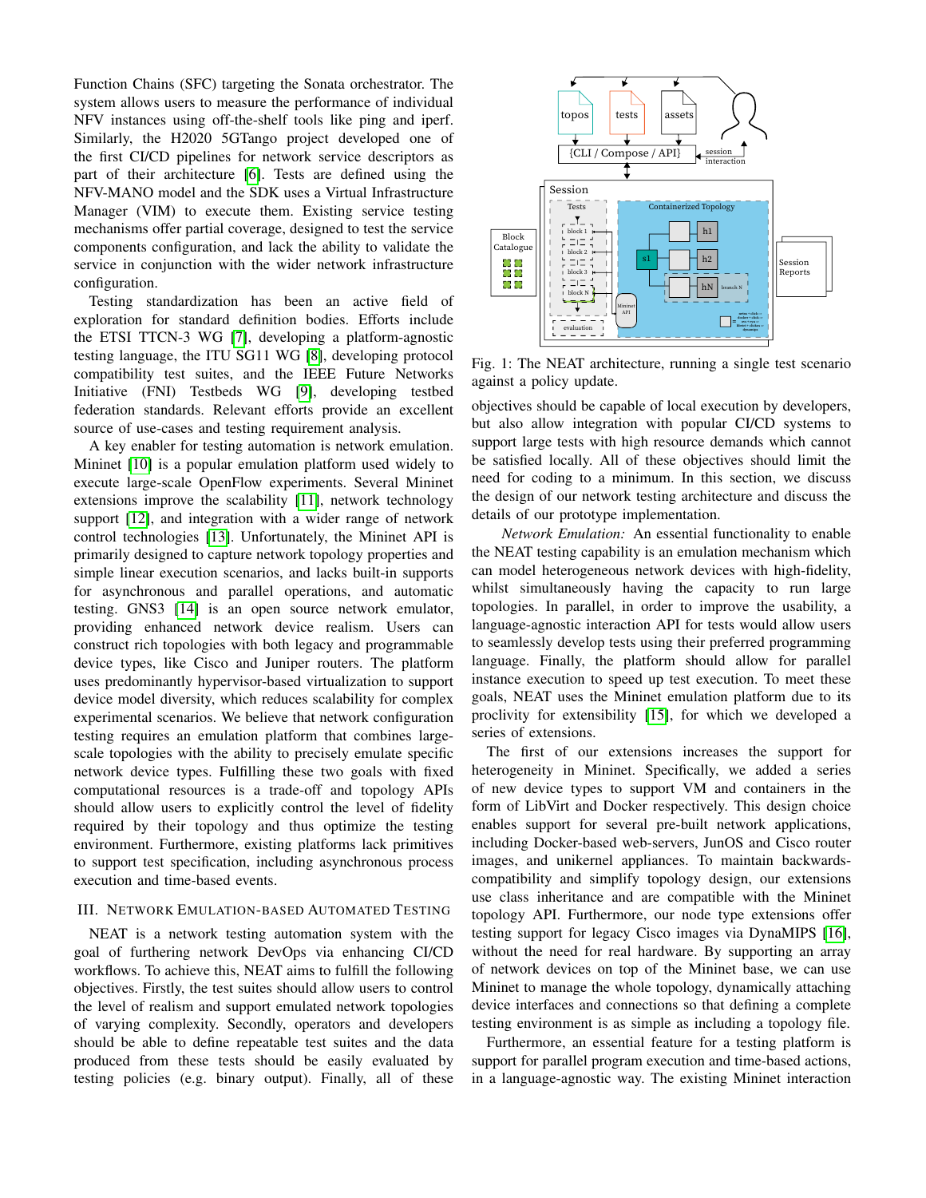Function Chains (SFC) targeting the Sonata orchestrator. The system allows users to measure the performance of individual NFV instances using off-the-shelf tools like ping and iperf. Similarly, the H2020 5GTango project developed one of the first CI/CD pipelines for network service descriptors as part of their architecture [6]. Tests are defined using the NFV-MANO model and the SDK uses a Virtual Infrastructure Manager (VIM) to execute them. Existing service testing mechanisms offer partial coverage, designed to test the service components configuration, and lack the ability to validate the service in conjunction with the wider network infrastructure configuration.

Testing standardization has been an active field of exploration for standard definition bodies. Efforts include the ETSI TTCN-3 WG [7], developing a platform-agnostic testing language, the ITU SG11 WG [8], developing protocol compatibility test suites, and the IEEE Future Networks Initiative (FNI) Testbeds WG [9], developing testbed federation standards. Relevant efforts provide an excellent source of use-cases and testing requirement analysis.

A key enabler for testing automation is network emulation. Mininet [10] is a popular emulation platform used widely to execute large-scale OpenFlow experiments. Several Mininet extensions improve the scalability [11], network technology support [12], and integration with a wider range of network control technologies [13]. Unfortunately, the Mininet API is primarily designed to capture network topology properties and simple linear execution scenarios, and lacks built-in supports for asynchronous and parallel operations, and automatic testing. GNS3 [14] is an open source network emulator, providing enhanced network device realism. Users can construct rich topologies with both legacy and programmable device types, like Cisco and Juniper routers. The platform uses predominantly hypervisor-based virtualization to support device model diversity, which reduces scalability for complex experimental scenarios. We believe that network configuration testing requires an emulation platform that combines large-scale topologies with the ability to precisely emulate specific network device types. Fulfilling these two goals with fixed computational resources is a trade-off and topology APIs should allow users to explicitly control the level of fidelity required by their topology and thus optimize the testing environment. Furthermore, existing platforms lack primitives to support test specification, including asynchronous process execution and time-based events.

## III. Network Emulation-based Automated Testing

NEAT is a network testing automation system with the goal of furthering network DevOps via enhancing CI/CD workflows. To achieve this, NEAT aims to fulfill the following objectives. Firstly, the test suites should allow users to control the level of realism and support emulated network topologies of varying complexity. Secondly, operators and developers should be able to define repeatable test suites and the data produced from these tests should be easily evaluated by testing policies (e.g. binary output). Finally, all of these objectives should be capable of local execution by developers, but also allow integration with popular CI/CD systems to support large tests with high resource demands which cannot be satisfied locally. All of these objectives should limit the need for coding to a minimum. In this section, we discuss the design of our network testing architecture and discuss the details of our prototype implementation.

Fig. 1: The NEAT architecture, running a single test scenario against a policy update.

*Network Emulation:* An essential functionality to enable the NEAT testing capability is an emulation mechanism which can model heterogeneous network devices with high-fidelity, whilst simultaneously having the capacity to run large topologies. In parallel, in order to improve the usability, a language-agnostic interaction API for tests would allow users to seamlessly develop tests using their preferred programming language. Finally, the platform should allow for parallel instance execution to speed up test execution. To meet these goals, NEAT uses the Mininet emulation platform due to its proclivity for extensibility [15], for which we developed a series of extensions.

The first of our extensions increases the support for heterogeneity in Mininet. Specifically, we added a series of new device types to support VM and containers in the form of LibVirt and Docker respectively. This design choice enables support for several pre-built network applications, including Docker-based web-servers, JunOS and Cisco router images, and unikernel appliances. To maintain backwards-compatibility and simplify topology design, our extensions use class inheritance and are compatible with the Mininet topology API. Furthermore, our node type extensions offer testing support for legacy Cisco images via DynaMIPS [16], without the need for real hardware. By supporting an array of network devices on top of the Mininet base, we can use Mininet to manage the whole topology, dynamically attaching device interfaces and connections so that defining a complete testing environment is as simple as including a topology file.

Furthermore, an essential feature for a testing platform is support for parallel program execution and time-based actions, in a language-agnostic way. The existing Mininet interaction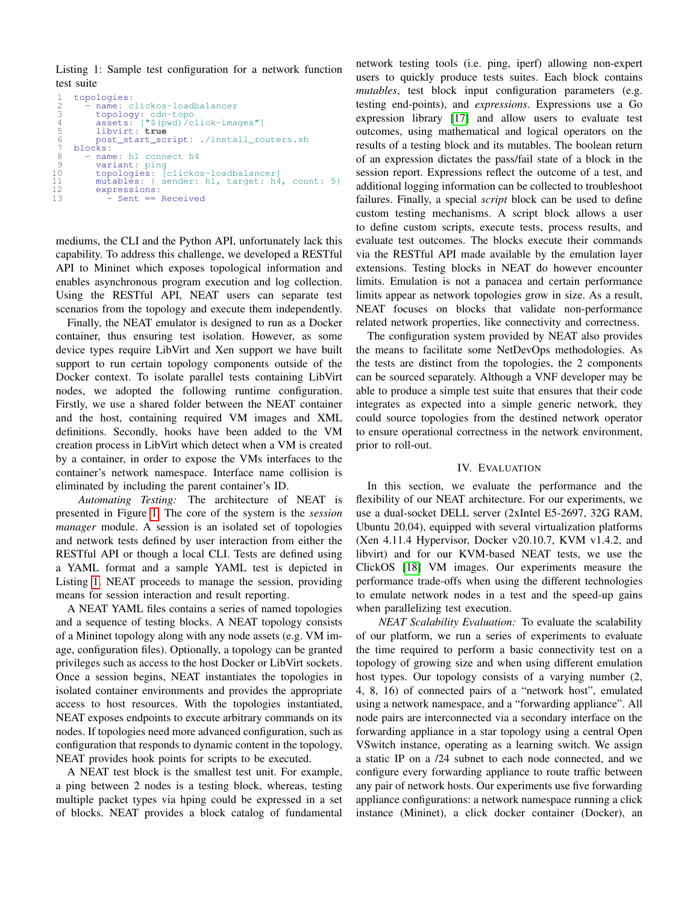Listing 1: Sample test configuration for a network function test suite

```
topologies:
  - name: clickos-loadbalancer
    topology: cdn-topo
    assets: ["$(pwd)/click-images"]
    libvirt: true
    post_start_script: ./install_routers.sh
blocks:
  - name: h1 connect h4
    variant: ping
    topologies: [clickos-loadbalancer]
    mutables: { sender: h1, target: h4, count: 5}
    expressions:
      - Sent == Received
```

mediums, the CLI and the Python API, unfortunately lack this capability. To address this challenge, we developed a RESTful API to Mininet which exposes topological information and enables asynchronous program execution and log collection. Using the RESTful API, NEAT users can separate test scenarios from the topology and execute them independently.

Finally, the NEAT emulator is designed to run as a Docker container, thus ensuring test isolation. However, as some device types require LibVirt and Xen support we have built support to run certain topology components outside of the Docker context. To isolate parallel tests containing LibVirt nodes, we adopted the following runtime configuration. Firstly, we use a shared folder between the NEAT container and the host, containing required VM images and XML definitions. Secondly, hooks have been added to the VM creation process in LibVirt which detect when a VM is created by a container, in order to expose the VMs interfaces to the container's network namespace. Interface name collision is eliminated by including the parent container's ID.

*Automating Testing:* The architecture of NEAT is presented in Figure 1. The core of the system is the *session manager* module. A session is an isolated set of topologies and network tests defined by user interaction from either the RESTful API or though a local CLI. Tests are defined using a YAML format and a sample YAML test is depicted in Listing 1. NEAT proceeds to manage the session, providing means for session interaction and result reporting.

A NEAT YAML files contains a series of named topologies and a sequence of testing blocks. A NEAT topology consists of a Mininet topology along with any node assets (e.g. VM image, configuration files). Optionally, a topology can be granted privileges such as access to the host Docker or LibVirt sockets. Once a session begins, NEAT instantiates the topologies in isolated container environments and provides the appropriate access to host resources. With the topologies instantiated, NEAT exposes endpoints to execute arbitrary commands on its nodes. If topologies need more advanced configuration, such as configuration that responds to dynamic content in the topology, NEAT provides hook points for scripts to be executed.

A NEAT test block is the smallest test unit. For example, a ping between 2 nodes is a testing block, whereas, testing multiple packet types via hping could be expressed in a set of blocks. NEAT provides a block catalog of fundamental network testing tools (i.e. ping, iperf) allowing non-expert users to quickly produce tests suites. Each block contains *mutables*, test block input configuration parameters (e.g. testing end-points), and *expressions*. Expressions use a Go expression library [17] and allow users to evaluate test outcomes, using mathematical and logical operators on the results of a testing block and its mutables. The boolean return of an expression dictates the pass/fail state of a block in the session report. Expressions reflect the outcome of a test, and additional logging information can be collected to troubleshoot failures. Finally, a special *script* block can be used to define custom testing mechanisms. A script block allows a user to define custom scripts, execute tests, process results, and evaluate test outcomes. The blocks execute their commands via the RESTful API made available by the emulation layer extensions. Testing blocks in NEAT do however encounter limits. Emulation is not a panacea and certain performance limits appear as network topologies grow in size. As a result, NEAT focuses on blocks that validate non-performance related network properties, like connectivity and correctness.

The configuration system provided by NEAT also provides the means to facilitate some NetDevOps methodologies. As the tests are distinct from the topologies, the 2 components can be sourced separately. Although a VNF developer may be able to produce a simple test suite that ensures that their code integrates as expected into a simple generic network, they could source topologies from the destined network operator to ensure operational correctness in the network environment, prior to roll-out.

## IV. Evaluation

In this section, we evaluate the performance and the flexibility of our NEAT architecture. For our experiments, we use a dual-socket DELL server (2xIntel E5-2697, 32G RAM, Ubuntu 20.04), equipped with several virtualization platforms (Xen 4.11.4 Hypervisor, Docker v20.10.7, KVM v1.4.2, and libvirt) and for our KVM-based NEAT tests, we use the ClickOS [18] VM images. Our experiments measure the performance trade-offs when using the different technologies to emulate network nodes in a test and the speed-up gains when parallelizing test execution.

*NEAT Scalability Evaluation:* To evaluate the scalability of our platform, we run a series of experiments to evaluate the time required to perform a basic connectivity test on a topology of growing size and when using different emulation host types. Our topology consists of a varying number (2, 4, 8, 16) of connected pairs of a "network host", emulated using a network namespace, and a "forwarding appliance". All node pairs are interconnected via a secondary interface on the forwarding appliance in a star topology using a central Open VSwitch instance, operating as a learning switch. We assign a static IP on a /24 subnet to each node connected, and we configure every forwarding appliance to route traffic between any pair of network hosts. Our experiments use five forwarding appliance configurations: a network namespace running a click instance (Mininet), a click docker container (Docker), an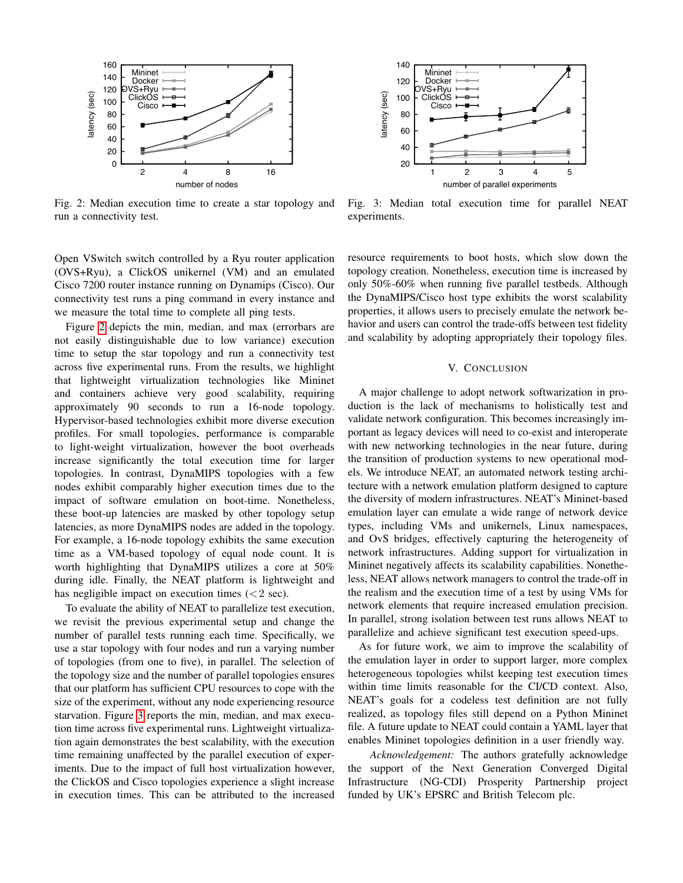Fig. 2: Median execution time to create a star topology and run a connectivity test.

Fig. 3: Median total execution time for parallel NEAT experiments.

Open VSwitch switch controlled by a Ryu router application (OVS+Ryu), a ClickOS unikernel (VM) and an emulated Cisco 7200 router instance running on Dynamips (Cisco). Our connectivity test runs a ping command in every instance and we measure the total time to complete all ping tests.

Figure 2 depicts the min, median, and max (errorbars are not easily distinguishable due to low variance) execution time to setup the star topology and run a connectivity test across five experimental runs. From the results, we highlight that lightweight virtualization technologies like Mininet and containers achieve very good scalability, requiring approximately 90 seconds to run a 16-node topology. Hypervisor-based technologies exhibit more diverse execution profiles. For small topologies, performance is comparable to light-weight virtualization, however the boot overheads increase significantly the total execution time for larger topologies. In contrast, DynaMIPS topologies with a few nodes exhibit comparably higher execution times due to the impact of software emulation on boot-time. Nonetheless, these boot-up latencies are masked by other topology setup latencies, as more DynaMIPS nodes are added in the topology. For example, a 16-node topology exhibits the same execution time as a VM-based topology of equal node count. It is worth highlighting that DynaMIPS utilizes a core at 50% during idle. Finally, the NEAT platform is lightweight and has negligible impact on execution times ($<2$ sec).

To evaluate the ability of NEAT to parallelize test execution, we revisit the previous experimental setup and change the number of parallel tests running each time. Specifically, we use a star topology with four nodes and run a varying number of topologies (from one to five), in parallel. The selection of the topology size and the number of parallel topologies ensures that our platform has sufficient CPU resources to cope with the size of the experiment, without any node experiencing resource starvation. Figure 3 reports the min, median, and max execution time across five experimental runs. Lightweight virtualization again demonstrates the best scalability, with the execution time remaining unaffected by the parallel execution of experiments. Due to the impact of full host virtualization however, the ClickOS and Cisco topologies experience a slight increase in execution times. This can be attributed to the increased resource requirements to boot hosts, which slow down the topology creation. Nonetheless, execution time is increased by only 50%-60% when running five parallel testbeds. Although the DynaMIPS/Cisco host type exhibits the worst scalability properties, it allows users to precisely emulate the network behavior and users can control the trade-offs between test fidelity and scalability by adopting appropriately their topology files.

## V. Conclusion

A major challenge to adopt network softwarization in production is the lack of mechanisms to holistically test and validate network configuration. This becomes increasingly important as legacy devices will need to co-exist and interoperate with new networking technologies in the near future, during the transition of production systems to new operational models. We introduce NEAT, an automated network testing architecture with a network emulation platform designed to capture the diversity of modern infrastructures. NEAT's Mininet-based emulation layer can emulate a wide range of network device types, including VMs and unikernels, Linux namespaces, and OvS bridges, effectively capturing the heterogeneity of network infrastructures. Adding support for virtualization in Mininet negatively affects its scalability capabilities. Nonetheless, NEAT allows network managers to control the trade-off in the realism and the execution time of a test by using VMs for network elements that require increased emulation precision. In parallel, strong isolation between test runs allows NEAT to parallelize and achieve significant test execution speed-ups.

As for future work, we aim to improve the scalability of the emulation layer in order to support larger, more complex heterogeneous topologies whilst keeping test execution times within time limits reasonable for the CI/CD context. Also, NEAT's goals for a codeless test definition are not fully realized, as topology files still depend on a Python Mininet file. A future update to NEAT could contain a YAML layer that enables Mininet topologies definition in a user friendly way.

*Acknowledgement:* The authors gratefully acknowledge the support of the Next Generation Converged Digital Infrastructure (NG-CDI) Prosperity Partnership project funded by UK's EPSRC and British Telecom plc.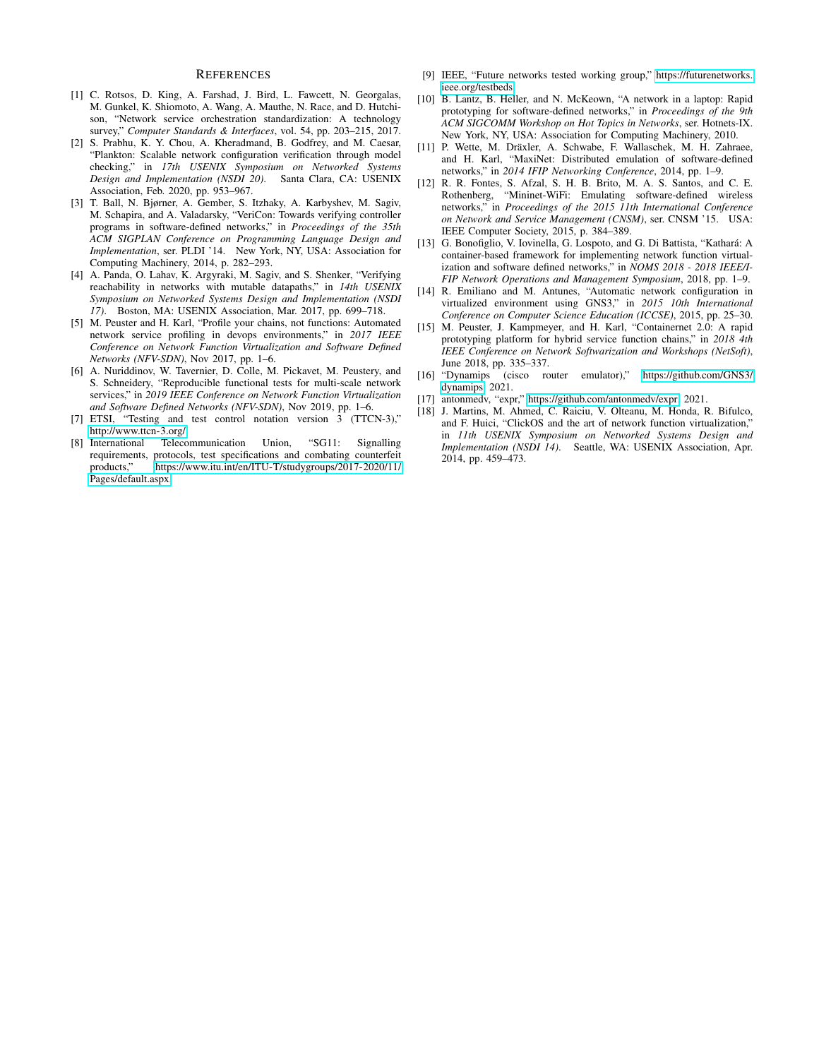# References

[1] C. Rotsos, D. King, A. Farshad, J. Bird, L. Fawcett, N. Georgalas, M. Gunkel, K. Shiomoto, A. Wang, A. Mauthe, N. Race, and D. Hutchison, "Network service orchestration standardization: A technology survey," *Computer Standards & Interfaces*, vol. 54, pp. 203–215, 2017.

[2] S. Prabhu, K. Y. Chou, A. Kheradmand, B. Godfrey, and M. Caesar, "Plankton: Scalable network configuration verification through model checking," in *17th USENIX Symposium on Networked Systems Design and Implementation (NSDI 20)*. Santa Clara, CA: USENIX Association, Feb. 2020, pp. 953–967.

[3] T. Ball, N. Bjørner, A. Gember, S. Itzhaky, A. Karbyshev, M. Sagiv, M. Schapira, and A. Valadarsky, "VeriCon: Towards verifying controller programs in software-defined networks," in *Proceedings of the 35th ACM SIGPLAN Conference on Programming Language Design and Implementation*, ser. PLDI '14. New York, NY, USA: Association for Computing Machinery, 2014, p. 282–293.

[4] A. Panda, O. Lahav, K. Argyraki, M. Sagiv, and S. Shenker, "Verifying reachability in networks with mutable datapaths," in *14th USENIX Symposium on Networked Systems Design and Implementation (NSDI 17)*. Boston, MA: USENIX Association, Mar. 2017, pp. 699–718.

[5] M. Peuster and H. Karl, "Profile your chains, not functions: Automated network service profiling in devops environments," in *2017 IEEE Conference on Network Function Virtualization and Software Defined Networks (NFV-SDN)*, Nov 2017, pp. 1–6.

[6] A. Nuriddinov, W. Tavernier, D. Colle, M. Pickavet, M. Peustery, and S. Schneidery, "Reproducible functional tests for multi-scale network services," in *2019 IEEE Conference on Network Function Virtualization and Software Defined Networks (NFV-SDN)*, Nov 2019, pp. 1–6.

[7] ETSI, "Testing and test control notation version 3 (TTCN-3)," http://www.ttcn-3.org/.

[8] International Telecommunication Union, "SG11: Signalling requirements, protocols, test specifications and combating counterfeit products," https://www.itu.int/en/ITU-T/studygroups/2017-2020/11/Pages/default.aspx.

[9] IEEE, "Future networks tested working group," https://futurenetworks.ieee.org/testbeds.

[10] B. Lantz, B. Heller, and N. McKeown, "A network in a laptop: Rapid prototyping for software-defined networks," in *Proceedings of the 9th ACM SIGCOMM Workshop on Hot Topics in Networks*, ser. Hotnets-IX. New York, NY, USA: Association for Computing Machinery, 2010.

[11] P. Wette, M. Dräxler, A. Schwabe, F. Wallaschek, M. H. Zahraee, and H. Karl, "MaxiNet: Distributed emulation of software-defined networks," in *2014 IFIP Networking Conference*, 2014, pp. 1–9.

[12] R. R. Fontes, S. Afzal, S. H. B. Brito, M. A. S. Santos, and C. E. Rothenberg, "Mininet-WiFi: Emulating software-defined wireless networks," in *Proceedings of the 2015 11th International Conference on Network and Service Management (CNSM)*, ser. CNSM '15. USA: IEEE Computer Society, 2015, p. 384–389.

[13] G. Bonofiglio, V. Iovinella, G. Lospoto, and G. Di Battista, "Kathará: A container-based framework for implementing network function virtualization and software defined networks," in *NOMS 2018 - 2018 IEEE/IFIP Network Operations and Management Symposium*, 2018, pp. 1–9.

[14] R. Emiliano and M. Antunes, "Automatic network configuration in virtualized environment using GNS3," in *2015 10th International Conference on Computer Science Education (ICCSE)*, 2015, pp. 25–30.

[15] M. Peuster, J. Kampmeyer, and H. Karl, "Containernet 2.0: A rapid prototyping platform for hybrid service function chains," in *2018 4th IEEE Conference on Network Softwarization and Workshops (NetSoft)*, June 2018, pp. 335–337.

[16] "Dynamips (cisco router emulator)," https://github.com/GNS3/dynamips, 2021.

[17] antonmedv, "expr," https://github.com/antonmedv/expr, 2021.

[18] J. Martins, M. Ahmed, C. Raiciu, V. Olteanu, M. Honda, R. Bifulco, and F. Huici, "ClickOS and the art of network function virtualization," in *11th USENIX Symposium on Networked Systems Design and Implementation (NSDI 14)*. Seattle, WA: USENIX Association, Apr. 2014, pp. 459–473.